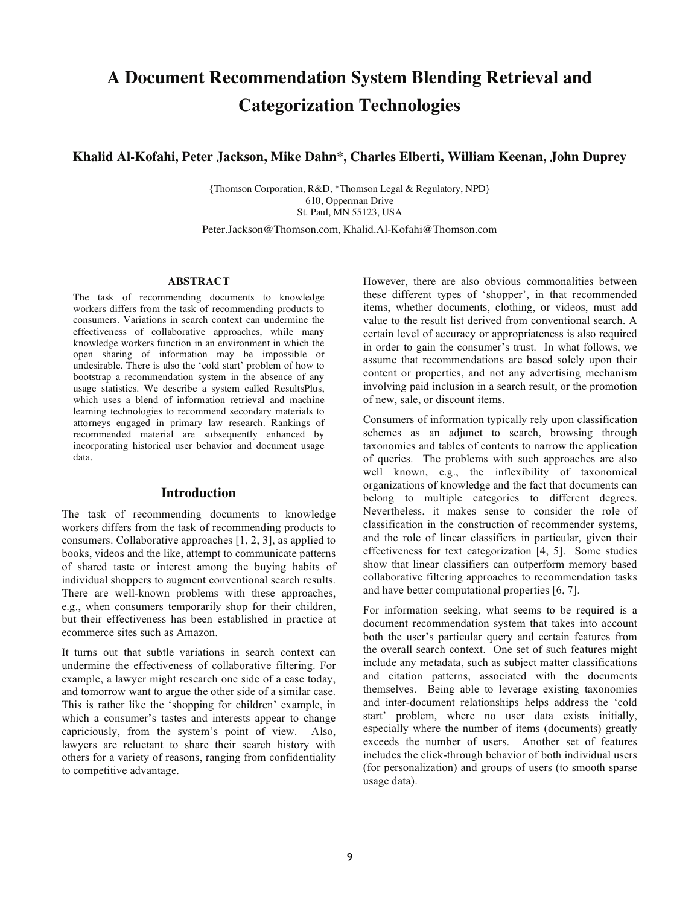# A Document Recommendation System Blending Retrieval and Categorization Technologies

**Khalid Al-Kofahi, Peter Jackson, Mike Dahn*, Charles Elberti, William Keenan, John Duprey**

{Thomson Corporation, R&D, *Thomson Legal & Regulatory, NPD}
610, Opperman Drive
St. Paul, MN 55123, USA

Peter.Jackson@Thomson.com, Khalid.Al-Kofahi@Thomson.com

### ABSTRACT

The task of recommending documents to knowledge workers differs from the task of recommending products to consumers. Variations in search context can undermine the effectiveness of collaborative approaches, while many knowledge workers function in an environment in which the open sharing of information may be impossible or undesirable. There is also the 'cold start' problem of how to bootstrap a recommendation system in the absence of any usage statistics. We describe a system called ResultsPlus, which uses a blend of information retrieval and machine learning technologies to recommend secondary materials to attorneys engaged in primary law research. Rankings of recommended material are subsequently enhanced by incorporating historical user behavior and document usage data.

## Introduction

The task of recommending documents to knowledge workers differs from the task of recommending products to consumers. Collaborative approaches [1, 2, 3], as applied to books, videos and the like, attempt to communicate patterns of shared taste or interest among the buying habits of individual shoppers to augment conventional search results. There are well-known problems with these approaches, e.g., when consumers temporarily shop for their children, but their effectiveness has been established in practice at ecommerce sites such as Amazon.

It turns out that subtle variations in search context can undermine the effectiveness of collaborative filtering. For example, a lawyer might research one side of a case today, and tomorrow want to argue the other side of a similar case. This is rather like the 'shopping for children' example, in which a consumer's tastes and interests appear to change capriciously, from the system's point of view. Also, lawyers are reluctant to share their search history with others for a variety of reasons, ranging from confidentiality to competitive advantage.

However, there are also obvious commonalities between these different types of 'shopper', in that recommended items, whether documents, clothing, or videos, must add value to the result list derived from conventional search. A certain level of accuracy or appropriateness is also required in order to gain the consumer's trust. In what follows, we assume that recommendations are based solely upon their content or properties, and not any advertising mechanism involving paid inclusion in a search result, or the promotion of new, sale, or discount items.

Consumers of information typically rely upon classification schemes as an adjunct to search, browsing through taxonomies and tables of contents to narrow the application of queries. The problems with such approaches are also well known, e.g., the inflexibility of taxonomical organizations of knowledge and the fact that documents can belong to multiple categories to different degrees. Nevertheless, it makes sense to consider the role of classification in the construction of recommender systems, and the role of linear classifiers in particular, given their effectiveness for text categorization [4, 5]. Some studies show that linear classifiers can outperform memory based collaborative filtering approaches to recommendation tasks and have better computational properties [6, 7].

For information seeking, what seems to be required is a document recommendation system that takes into account both the user's particular query and certain features from the overall search context. One set of such features might include any metadata, such as subject matter classifications and citation patterns, associated with the documents themselves. Being able to leverage existing taxonomies and inter-document relationships helps address the 'cold start' problem, where no user data exists initially, especially where the number of items (documents) greatly exceeds the number of users. Another set of features includes the click-through behavior of both individual users (for personalization) and groups of users (to smooth sparse usage data).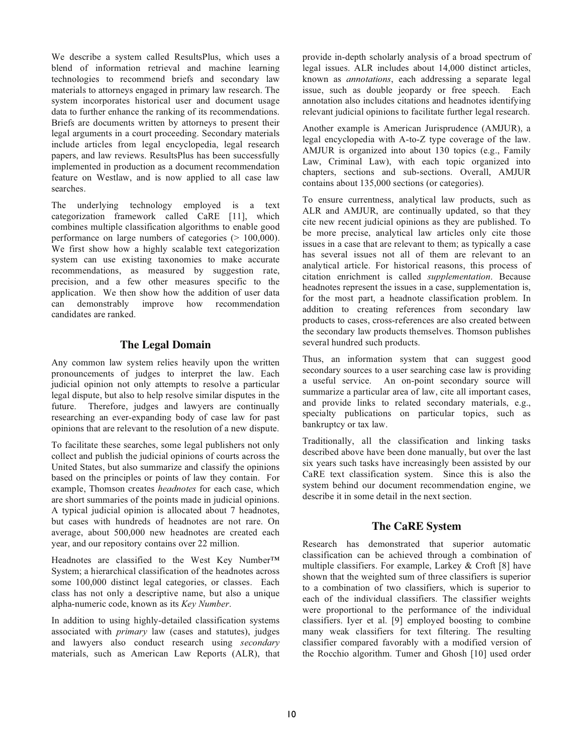We describe a system called ResultsPlus, which uses a blend of information retrieval and machine learning technologies to recommend briefs and secondary law materials to attorneys engaged in primary law research. The system incorporates historical user and document usage data to further enhance the ranking of its recommendations. Briefs are documents written by attorneys to present their legal arguments in a court proceeding. Secondary materials include articles from legal encyclopedia, legal research papers, and law reviews. ResultsPlus has been successfully implemented in production as a document recommendation feature on Westlaw, and is now applied to all case law searches.

The underlying technology employed is a text categorization framework called CaRE [11], which combines multiple classification algorithms to enable good performance on large numbers of categories (> 100,000). We first show how a highly scalable text categorization system can use existing taxonomies to make accurate recommendations, as measured by suggestion rate, precision, and a few other measures specific to the application. We then show how the addition of user data can demonstrably improve how recommendation candidates are ranked.

## The Legal Domain

Any common law system relies heavily upon the written pronouncements of judges to interpret the law. Each judicial opinion not only attempts to resolve a particular legal dispute, but also to help resolve similar disputes in the future. Therefore, judges and lawyers are continually researching an ever-expanding body of case law for past opinions that are relevant to the resolution of a new dispute.

To facilitate these searches, some legal publishers not only collect and publish the judicial opinions of courts across the United States, but also summarize and classify the opinions based on the principles or points of law they contain. For example, Thomson creates *headnotes* for each case, which are short summaries of the points made in judicial opinions. A typical judicial opinion is allocated about 7 headnotes, but cases with hundreds of headnotes are not rare. On average, about 500,000 new headnotes are created each year, and our repository contains over 22 million.

Headnotes are classified to the West Key Number™ System; a hierarchical classification of the headnotes across some 100,000 distinct legal categories, or classes. Each class has not only a descriptive name, but also a unique alpha-numeric code, known as its *Key Number*.

In addition to using highly-detailed classification systems associated with *primary* law (cases and statutes), judges and lawyers also conduct research using *secondary* materials, such as American Law Reports (ALR), that provide in-depth scholarly analysis of a broad spectrum of legal issues. ALR includes about 14,000 distinct articles, known as *annotations*, each addressing a separate legal issue, such as double jeopardy or free speech. Each annotation also includes citations and headnotes identifying relevant judicial opinions to facilitate further legal research.

Another example is American Jurisprudence (AMJUR), a legal encyclopedia with A-to-Z type coverage of the law. AMJUR is organized into about 130 topics (e.g., Family Law, Criminal Law), with each topic organized into chapters, sections and sub-sections. Overall, AMJUR contains about 135,000 sections (or categories).

To ensure currentness, analytical law products, such as ALR and AMJUR, are continually updated, so that they cite new recent judicial opinions as they are published. To be more precise, analytical law articles only cite those issues in a case that are relevant to them; as typically a case has several issues not all of them are relevant to an analytical article. For historical reasons, this process of citation enrichment is called *supplementation*. Because headnotes represent the issues in a case, supplementation is, for the most part, a headnote classification problem. In addition to creating references from secondary law products to cases, cross-references are also created between the secondary law products themselves. Thomson publishes several hundred such products.

Thus, an information system that can suggest good secondary sources to a user searching case law is providing a useful service. An on-point secondary source will summarize a particular area of law, cite all important cases, and provide links to related secondary materials, e.g., specialty publications on particular topics, such as bankruptcy or tax law.

Traditionally, all the classification and linking tasks described above have been done manually, but over the last six years such tasks have increasingly been assisted by our CaRE text classification system. Since this is also the system behind our document recommendation engine, we describe it in some detail in the next section.

## The CaRE System

Research has demonstrated that superior automatic classification can be achieved through a combination of multiple classifiers. For example, Larkey & Croft [8] have shown that the weighted sum of three classifiers is superior to a combination of two classifiers, which is superior to each of the individual classifiers. The classifier weights were proportional to the performance of the individual classifiers. Iyer et al. [9] employed boosting to combine many weak classifiers for text filtering. The resulting classifier compared favorably with a modified version of the Rocchio algorithm. Tumer and Ghosh [10] used order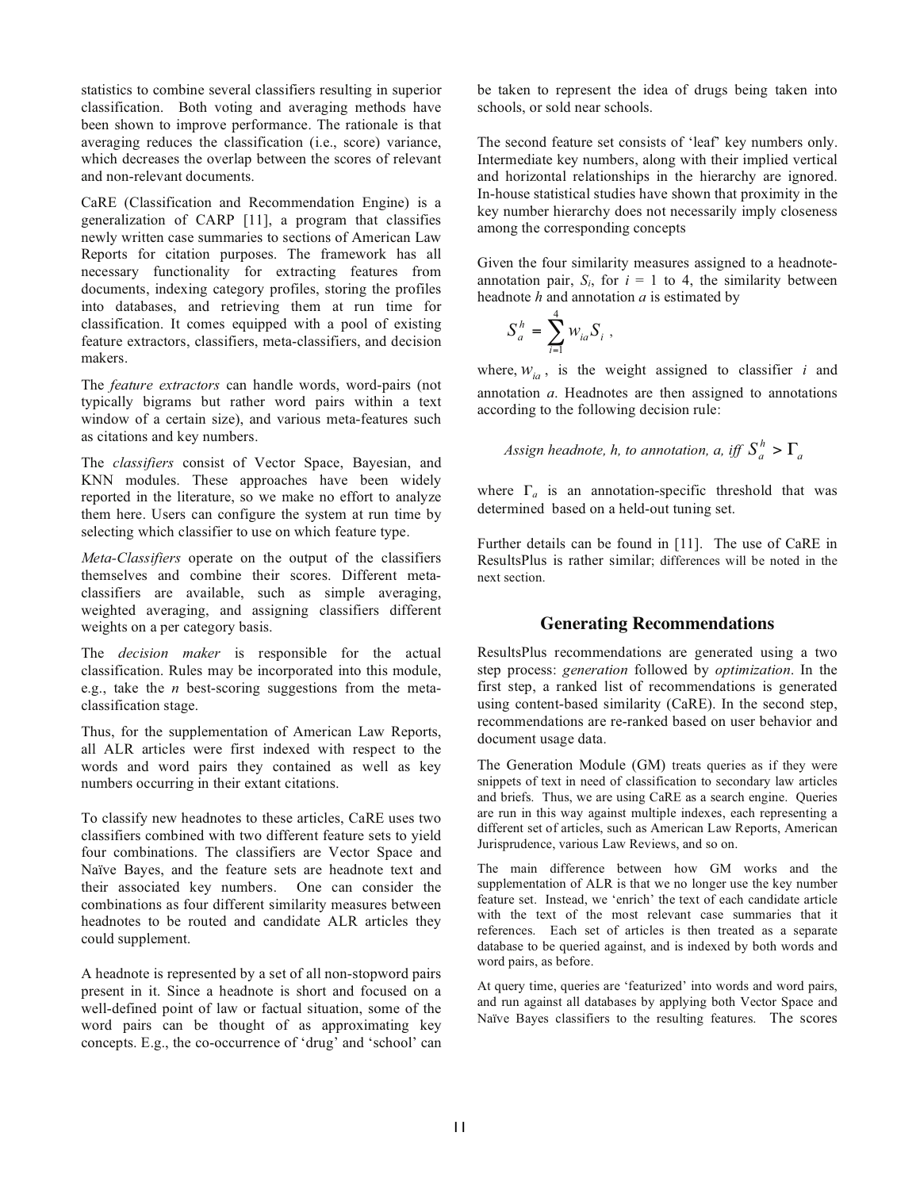statistics to combine several classifiers resulting in superior classification. Both voting and averaging methods have been shown to improve performance. The rationale is that averaging reduces the classification (i.e., score) variance, which decreases the overlap between the scores of relevant and non-relevant documents.

CaRE (Classification and Recommendation Engine) is a generalization of CARP [11], a program that classifies newly written case summaries to sections of American Law Reports for citation purposes. The framework has all necessary functionality for extracting features from documents, indexing category profiles, storing the profiles into databases, and retrieving them at run time for classification. It comes equipped with a pool of existing feature extractors, classifiers, meta-classifiers, and decision makers.

The *feature extractors* can handle words, word-pairs (not typically bigrams but rather word pairs within a text window of a certain size), and various meta-features such as citations and key numbers.

The *classifiers* consist of Vector Space, Bayesian, and KNN modules. These approaches have been widely reported in the literature, so we make no effort to analyze them here. Users can configure the system at run time by selecting which classifier to use on which feature type.

*Meta-Classifiers* operate on the output of the classifiers themselves and combine their scores. Different meta-classifiers are available, such as simple averaging, weighted averaging, and assigning classifiers different weights on a per category basis.

The *decision maker* is responsible for the actual classification. Rules may be incorporated into this module, e.g., take the *n* best-scoring suggestions from the meta-classification stage.

Thus, for the supplementation of American Law Reports, all ALR articles were first indexed with respect to the words and word pairs they contained as well as key numbers occurring in their extant citations.

To classify new headnotes to these articles, CaRE uses two classifiers combined with two different feature sets to yield four combinations. The classifiers are Vector Space and Naïve Bayes, and the feature sets are headnote text and their associated key numbers. One can consider the combinations as four different similarity measures between headnotes to be routed and candidate ALR articles they could supplement.

A headnote is represented by a set of all non-stopword pairs present in it. Since a headnote is short and focused on a well-defined point of law or factual situation, some of the word pairs can be thought of as approximating key concepts. E.g., the co-occurrence of 'drug' and 'school' can be taken to represent the idea of drugs being taken into schools, or sold near schools.

The second feature set consists of 'leaf' key numbers only. Intermediate key numbers, along with their implied vertical and horizontal relationships in the hierarchy are ignored. In-house statistical studies have shown that proximity in the key number hierarchy does not necessarily imply closeness among the corresponding concepts

Given the four similarity measures assigned to a headnote-annotation pair, $S_i$, for $i$ = 1 to 4, the similarity between headnote $h$ and annotation $a$ is estimated by

$$S_a^h = \sum_{i=1}^{4} w_{ia} S_i \ ,$$

where, $w_{ia}$, is the weight assigned to classifier $i$ and annotation $a$. Headnotes are then assigned to annotations according to the following decision rule:

*Assign headnote, h, to annotation, a, iff* $S_a^h > \Gamma_a$

where $\Gamma_a$ is an annotation-specific threshold that was determined based on a held-out tuning set.

Further details can be found in [11]. The use of CaRE in ResultsPlus is rather similar; differences will be noted in the next section.

## Generating Recommendations

ResultsPlus recommendations are generated using a two step process: *generation* followed by *optimization*. In the first step, a ranked list of recommendations is generated using content-based similarity (CaRE). In the second step, recommendations are re-ranked based on user behavior and document usage data.

The Generation Module (GM) treats queries as if they were snippets of text in need of classification to secondary law articles and briefs. Thus, we are using CaRE as a search engine. Queries are run in this way against multiple indexes, each representing a different set of articles, such as American Law Reports, American Jurisprudence, various Law Reviews, and so on.

The main difference between how GM works and the supplementation of ALR is that we no longer use the key number feature set. Instead, we 'enrich' the text of each candidate article with the text of the most relevant case summaries that it references. Each set of articles is then treated as a separate database to be queried against, and is indexed by both words and word pairs, as before.

At query time, queries are 'featurized' into words and word pairs, and run against all databases by applying both Vector Space and Naïve Bayes classifiers to the resulting features. The scores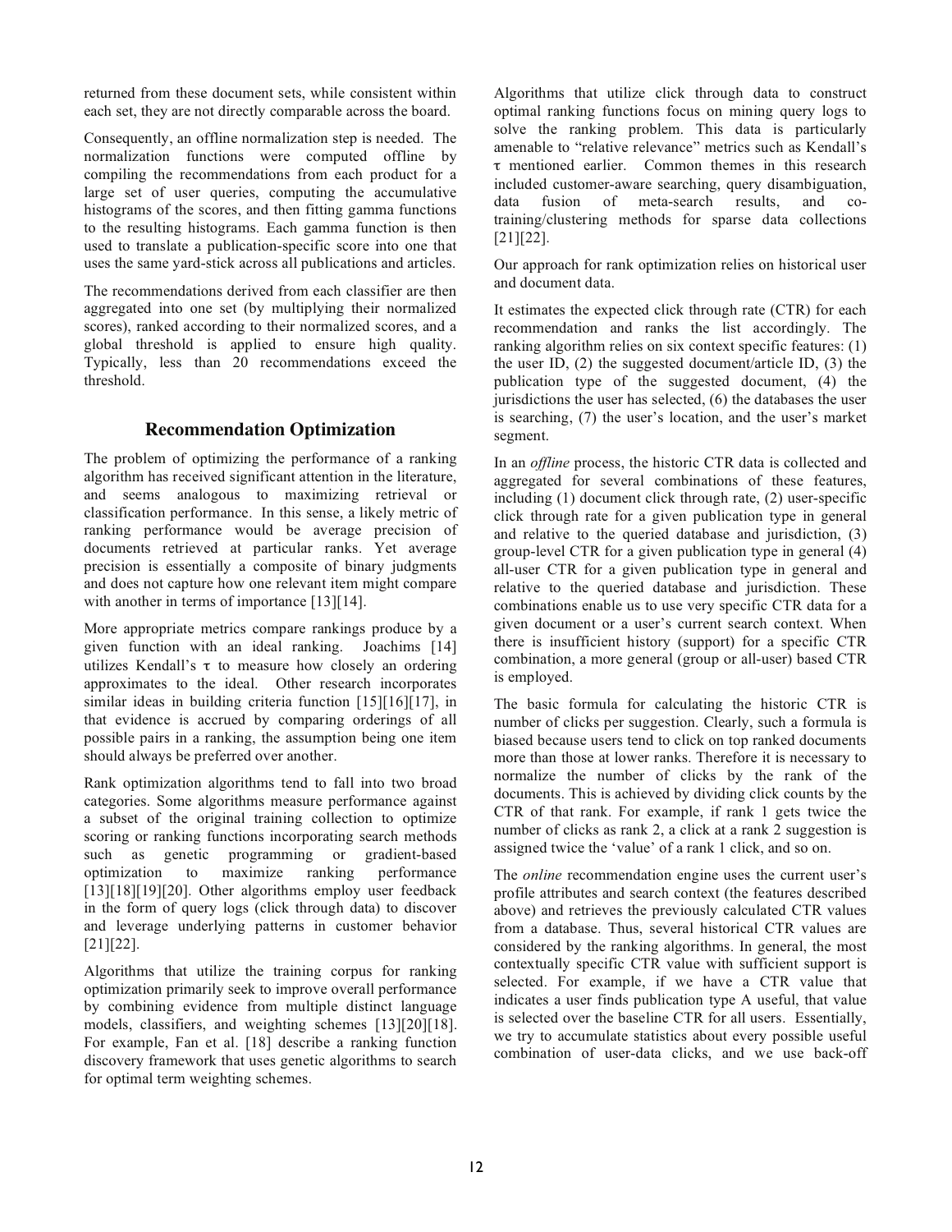returned from these document sets, while consistent within each set, they are not directly comparable across the board.

Consequently, an offline normalization step is needed. The normalization functions were computed offline by compiling the recommendations from each product for a large set of user queries, computing the accumulative histograms of the scores, and then fitting gamma functions to the resulting histograms. Each gamma function is then used to translate a publication-specific score into one that uses the same yard-stick across all publications and articles.

The recommendations derived from each classifier are then aggregated into one set (by multiplying their normalized scores), ranked according to their normalized scores, and a global threshold is applied to ensure high quality. Typically, less than 20 recommendations exceed the threshold.

## Recommendation Optimization

The problem of optimizing the performance of a ranking algorithm has received significant attention in the literature, and seems analogous to maximizing retrieval or classification performance. In this sense, a likely metric of ranking performance would be average precision of documents retrieved at particular ranks. Yet average precision is essentially a composite of binary judgments and does not capture how one relevant item might compare with another in terms of importance [13][14].

More appropriate metrics compare rankings produce by a given function with an ideal ranking. Joachims [14] utilizes Kendall's $\tau$ to measure how closely an ordering approximates to the ideal. Other research incorporates similar ideas in building criteria function [15][16][17], in that evidence is accrued by comparing orderings of all possible pairs in a ranking, the assumption being one item should always be preferred over another.

Rank optimization algorithms tend to fall into two broad categories. Some algorithms measure performance against a subset of the original training collection to optimize scoring or ranking functions incorporating search methods such as genetic programming or gradient-based optimization to maximize ranking performance [13][18][19][20]. Other algorithms employ user feedback in the form of query logs (click through data) to discover and leverage underlying patterns in customer behavior [21][22].

Algorithms that utilize the training corpus for ranking optimization primarily seek to improve overall performance by combining evidence from multiple distinct language models, classifiers, and weighting schemes [13][20][18]. For example, Fan et al. [18] describe a ranking function discovery framework that uses genetic algorithms to search for optimal term weighting schemes.

Algorithms that utilize click through data to construct optimal ranking functions focus on mining query logs to solve the ranking problem. This data is particularly amenable to "relative relevance" metrics such as Kendall's $\tau$ mentioned earlier. Common themes in this research included customer-aware searching, query disambiguation, data fusion of meta-search results, and co-training/clustering methods for sparse data collections [21][22].

Our approach for rank optimization relies on historical user and document data.

It estimates the expected click through rate (CTR) for each recommendation and ranks the list accordingly. The ranking algorithm relies on six context specific features: (1) the user ID, (2) the suggested document/article ID, (3) the publication type of the suggested document, (4) the jurisdictions the user has selected, (6) the databases the user is searching, (7) the user's location, and the user's market segment.

In an *offline* process, the historic CTR data is collected and aggregated for several combinations of these features, including (1) document click through rate, (2) user-specific click through rate for a given publication type in general and relative to the queried database and jurisdiction, (3) group-level CTR for a given publication type in general (4) all-user CTR for a given publication type in general and relative to the queried database and jurisdiction. These combinations enable us to use very specific CTR data for a given document or a user's current search context. When there is insufficient history (support) for a specific CTR combination, a more general (group or all-user) based CTR is employed.

The basic formula for calculating the historic CTR is number of clicks per suggestion. Clearly, such a formula is biased because users tend to click on top ranked documents more than those at lower ranks. Therefore it is necessary to normalize the number of clicks by the rank of the documents. This is achieved by dividing click counts by the CTR of that rank. For example, if rank 1 gets twice the number of clicks as rank 2, a click at a rank 2 suggestion is assigned twice the 'value' of a rank 1 click, and so on.

The *online* recommendation engine uses the current user's profile attributes and search context (the features described above) and retrieves the previously calculated CTR values from a database. Thus, several historical CTR values are considered by the ranking algorithms. In general, the most contextually specific CTR value with sufficient support is selected. For example, if we have a CTR value that indicates a user finds publication type A useful, that value is selected over the baseline CTR for all users. Essentially, we try to accumulate statistics about every possible useful combination of user-data clicks, and we use back-off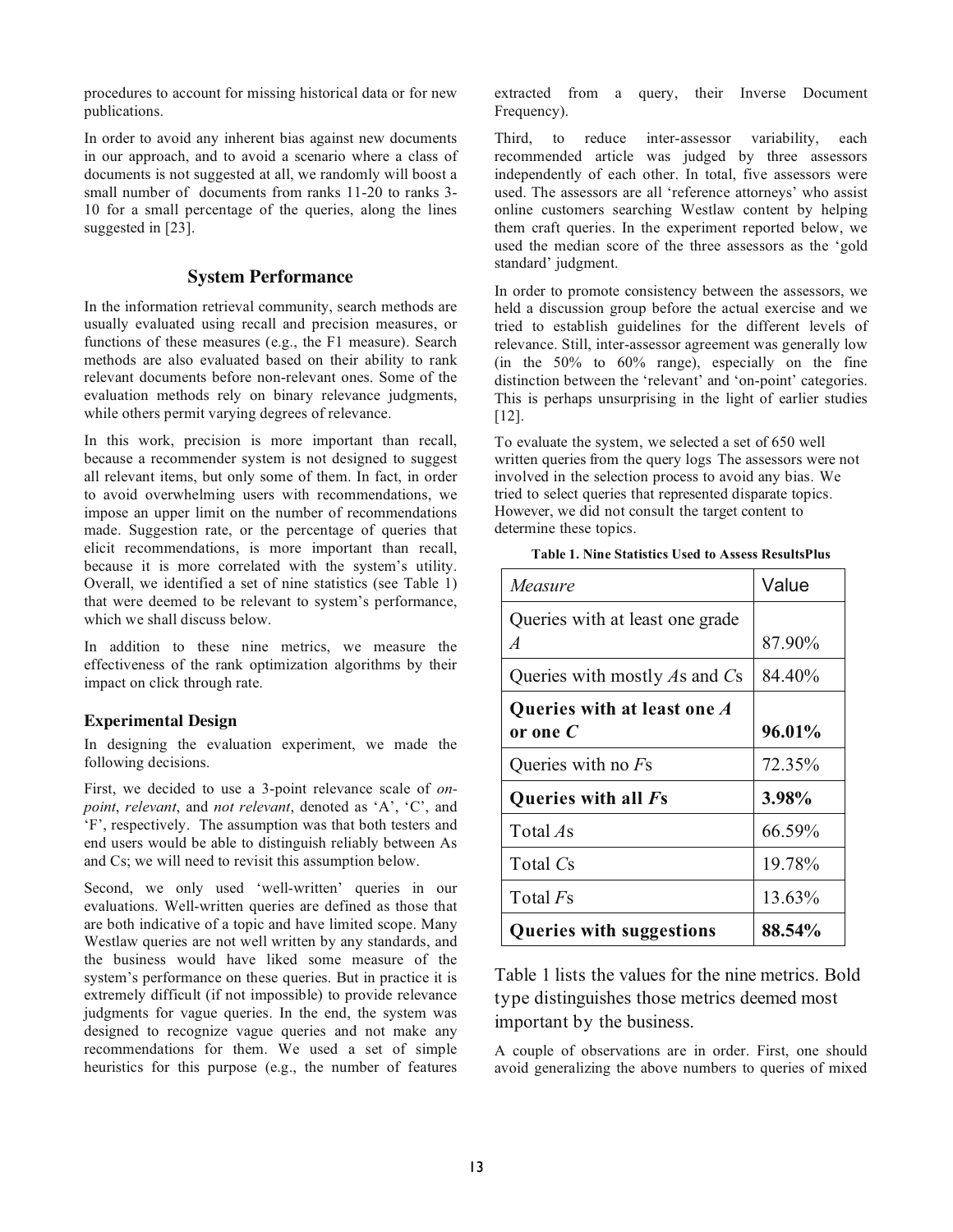procedures to account for missing historical data or for new publications.

In order to avoid any inherent bias against new documents in our approach, and to avoid a scenario where a class of documents is not suggested at all, we randomly will boost a small number of documents from ranks 11-20 to ranks 3-10 for a small percentage of the queries, along the lines suggested in [23].

## System Performance

In the information retrieval community, search methods are usually evaluated using recall and precision measures, or functions of these measures (e.g., the F1 measure). Search methods are also evaluated based on their ability to rank relevant documents before non-relevant ones. Some of the evaluation methods rely on binary relevance judgments, while others permit varying degrees of relevance.

In this work, precision is more important than recall, because a recommender system is not designed to suggest all relevant items, but only some of them. In fact, in order to avoid overwhelming users with recommendations, we impose an upper limit on the number of recommendations made. Suggestion rate, or the percentage of queries that elicit recommendations, is more important than recall, because it is more correlated with the system's utility. Overall, we identified a set of nine statistics (see Table 1) that were deemed to be relevant to system's performance, which we shall discuss below.

In addition to these nine metrics, we measure the effectiveness of the rank optimization algorithms by their impact on click through rate.

### Experimental Design

In designing the evaluation experiment, we made the following decisions.

First, we decided to use a 3-point relevance scale of *on-point*, *relevant*, and *not relevant*, denoted as 'A', 'C', and 'F', respectively. The assumption was that both testers and end users would be able to distinguish reliably between As and Cs; we will need to revisit this assumption below.

Second, we only used 'well-written' queries in our evaluations. Well-written queries are defined as those that are both indicative of a topic and have limited scope. Many Westlaw queries are not well written by any standards, and the business would have liked some measure of the system's performance on these queries. But in practice it is extremely difficult (if not impossible) to provide relevance judgments for vague queries. In the end, the system was designed to recognize vague queries and not make any recommendations for them. We used a set of simple heuristics for this purpose (e.g., the number of features extracted from a query, their Inverse Document Frequency).

Third, to reduce inter-assessor variability, each recommended article was judged by three assessors independently of each other. In total, five assessors were used. The assessors are all 'reference attorneys' who assist online customers searching Westlaw content by helping them craft queries. In the experiment reported below, we used the median score of the three assessors as the 'gold standard' judgment.

In order to promote consistency between the assessors, we held a discussion group before the actual exercise and we tried to establish guidelines for the different levels of relevance. Still, inter-assessor agreement was generally low (in the 50% to 60% range), especially on the fine distinction between the 'relevant' and 'on-point' categories. This is perhaps unsurprising in the light of earlier studies [12].

To evaluate the system, we selected a set of 650 well written queries from the query logs The assessors were not involved in the selection process to avoid any bias. We tried to select queries that represented disparate topics. However, we did not consult the target content to determine these topics.

**Table 1. Nine Statistics Used to Assess ResultsPlus**

| *Measure* | Value |
|---|---|
| Queries with at least one grade *A* | 87.90% |
| Queries with mostly *A*s and *C*s | 84.40% |
| **Queries with at least one *A* or one *C*** | **96.01%** |
| Queries with no *F*s | 72.35% |
| **Queries with all *F*s** | **3.98%** |
| Total *A*s | 66.59% |
| Total *C*s | 19.78% |
| Total *F*s | 13.63% |
| **Queries with suggestions** | **88.54%** |

Table 1 lists the values for the nine metrics. Bold type distinguishes those metrics deemed most important by the business.

A couple of observations are in order. First, one should avoid generalizing the above numbers to queries of mixed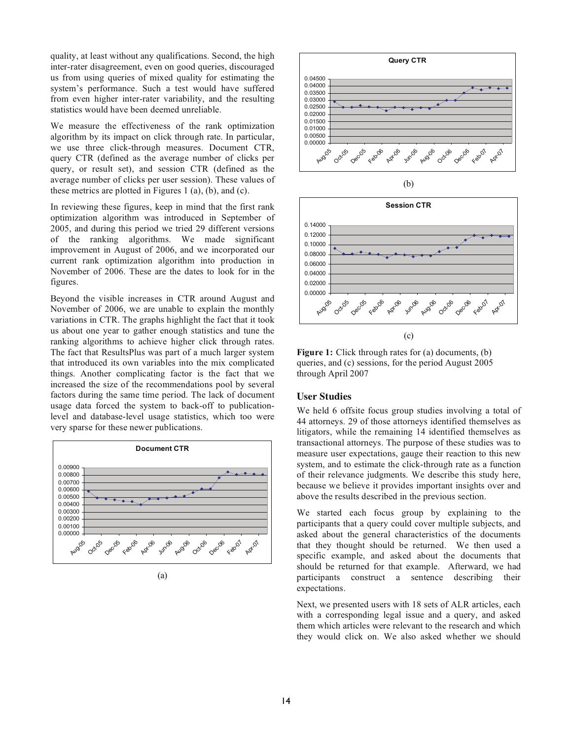quality, at least without any qualifications. Second, the high inter-rater disagreement, even on good queries, discouraged us from using queries of mixed quality for estimating the system's performance. Such a test would have suffered from even higher inter-rater variability, and the resulting statistics would have been deemed unreliable.

We measure the effectiveness of the rank optimization algorithm by its impact on click through rate. In particular, we use three click-through measures. Document CTR, query CTR (defined as the average number of clicks per query, or result set), and session CTR (defined as the average number of clicks per user session). These values of these metrics are plotted in Figures 1 (a), (b), and (c).

In reviewing these figures, keep in mind that the first rank optimization algorithm was introduced in September of 2005, and during this period we tried 29 different versions of the ranking algorithms. We made significant improvement in August of 2006, and we incorporated our current rank optimization algorithm into production in November of 2006. These are the dates to look for in the figures.

Beyond the visible increases in CTR around August and November of 2006, we are unable to explain the monthly variations in CTR. The graphs highlight the fact that it took us about one year to gather enough statistics and tune the ranking algorithms to achieve higher click through rates. The fact that ResultsPlus was part of a much larger system that introduced its own variables into the mix complicated things. Another complicating factor is the fact that we increased the size of the recommendations pool by several factors during the same time period. The lack of document usage data forced the system to back-off to publication-level and database-level usage statistics, which too were very sparse for these newer publications.

(a)

(b)

(c)

**Figure 1:** Click through rates for (a) documents, (b) queries, and (c) sessions, for the period August 2005 through April 2007

## User Studies

We held 6 offsite focus group studies involving a total of 44 attorneys. 29 of those attorneys identified themselves as litigators, while the remaining 14 identified themselves as transactional attorneys. The purpose of these studies was to measure user expectations, gauge their reaction to this new system, and to estimate the click-through rate as a function of their relevance judgments. We describe this study here, because we believe it provides important insights over and above the results described in the previous section.

We started each focus group by explaining to the participants that a query could cover multiple subjects, and asked about the general characteristics of the documents that they thought should be returned. We then used a specific example, and asked about the documents that should be returned for that example. Afterward, we had participants construct a sentence describing their expectations.

Next, we presented users with 18 sets of ALR articles, each with a corresponding legal issue and a query, and asked them which articles were relevant to the research and which they would click on. We also asked whether we should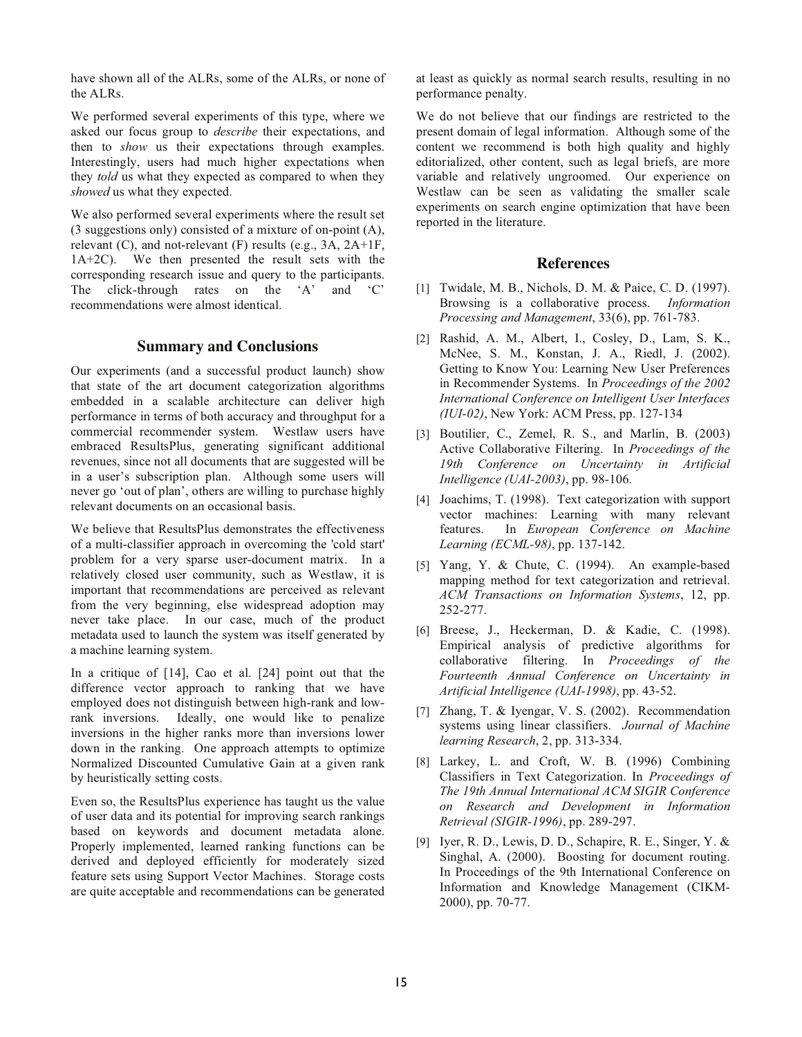have shown all of the ALRs, some of the ALRs, or none of the ALRs.

We performed several experiments of this type, where we asked our focus group to *describe* their expectations, and then to *show* us their expectations through examples. Interestingly, users had much higher expectations when they *told* us what they expected as compared to when they *showed* us what they expected.

We also performed several experiments where the result set (3 suggestions only) consisted of a mixture of on-point (A), relevant (C), and not-relevant (F) results (e.g., 3A, 2A+1F, 1A+2C). We then presented the result sets with the corresponding research issue and query to the participants. The click-through rates on the 'A' and 'C' recommendations were almost identical.

## Summary and Conclusions

Our experiments (and a successful product launch) show that state of the art document categorization algorithms embedded in a scalable architecture can deliver high performance in terms of both accuracy and throughput for a commercial recommender system. Westlaw users have embraced ResultsPlus, generating significant additional revenues, since not all documents that are suggested will be in a user's subscription plan. Although some users will never go 'out of plan', others are willing to purchase highly relevant documents on an occasional basis.

We believe that ResultsPlus demonstrates the effectiveness of a multi-classifier approach in overcoming the 'cold start' problem for a very sparse user-document matrix. In a relatively closed user community, such as Westlaw, it is important that recommendations are perceived as relevant from the very beginning, else widespread adoption may never take place. In our case, much of the product metadata used to launch the system was itself generated by a machine learning system.

In a critique of [14], Cao et al. [24] point out that the difference vector approach to ranking that we have employed does not distinguish between high-rank and low-rank inversions. Ideally, one would like to penalize inversions in the higher ranks more than inversions lower down in the ranking. One approach attempts to optimize Normalized Discounted Cumulative Gain at a given rank by heuristically setting costs.

Even so, the ResultsPlus experience has taught us the value of user data and its potential for improving search rankings based on keywords and document metadata alone. Properly implemented, learned ranking functions can be derived and deployed efficiently for moderately sized feature sets using Support Vector Machines. Storage costs are quite acceptable and recommendations can be generated at least as quickly as normal search results, resulting in no performance penalty.

We do not believe that our findings are restricted to the present domain of legal information. Although some of the content we recommend is both high quality and highly editorialized, other content, such as legal briefs, are more variable and relatively ungroomed. Our experience on Westlaw can be seen as validating the smaller scale experiments on search engine optimization that have been reported in the literature.

## References

[1] Twidale, M. B., Nichols, D. M. & Paice, C. D. (1997). Browsing is a collaborative process. *Information Processing and Management*, 33(6), pp. 761-783.

[2] Rashid, A. M., Albert, I., Cosley, D., Lam, S. K., McNee, S. M., Konstan, J. A., Riedl, J. (2002). Getting to Know You: Learning New User Preferences in Recommender Systems. In *Proceedings of the 2002 International Conference on Intelligent User Interfaces (IUI-02)*, New York: ACM Press, pp. 127-134

[3] Boutilier, C., Zemel, R. S., and Marlin, B. (2003) Active Collaborative Filtering. In *Proceedings of the 19th Conference on Uncertainty in Artificial Intelligence (UAI-2003)*, pp. 98-106.

[4] Joachims, T. (1998). Text categorization with support vector machines: Learning with many relevant features. In *European Conference on Machine Learning (ECML-98)*, pp. 137-142.

[5] Yang, Y. & Chute, C. (1994). An example-based mapping method for text categorization and retrieval. *ACM Transactions on Information Systems*, 12, pp. 252-277.

[6] Breese, J., Heckerman, D. & Kadie, C. (1998). Empirical analysis of predictive algorithms for collaborative filtering. In *Proceedings of the Fourteenth Annual Conference on Uncertainty in Artificial Intelligence (UAI-1998)*, pp. 43-52.

[7] Zhang, T. & Iyengar, V. S. (2002). Recommendation systems using linear classifiers. *Journal of Machine learning Research*, 2, pp. 313-334.

[8] Larkey, L. and Croft, W. B. (1996) Combining Classifiers in Text Categorization. In *Proceedings of The 19th Annual International ACM SIGIR Conference on Research and Development in Information Retrieval (SIGIR-1996)*, pp. 289-297.

[9] Iyer, R. D., Lewis, D. D., Schapire, R. E., Singer, Y. & Singhal, A. (2000). Boosting for document routing. In Proceedings of the 9th International Conference on Information and Knowledge Management (CIKM-2000), pp. 70-77.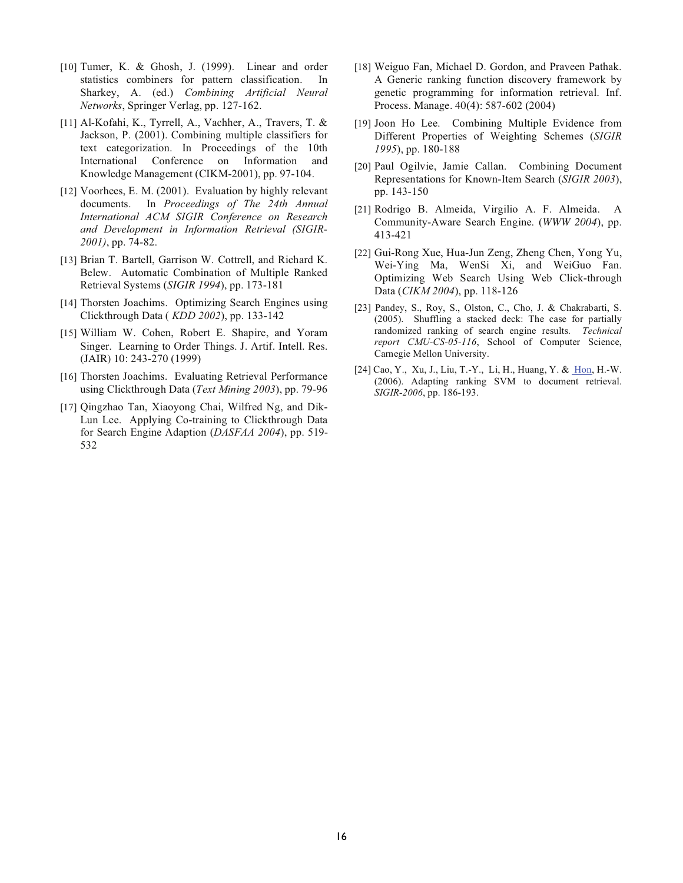[10] Tumer, K. & Ghosh, J. (1999). Linear and order statistics combiners for pattern classification. In Sharkey, A. (ed.) *Combining Artificial Neural Networks*, Springer Verlag, pp. 127-162.

[11] Al-Kofahi, K., Tyrrell, A., Vachher, A., Travers, T. & Jackson, P. (2001). Combining multiple classifiers for text categorization. In Proceedings of the 10th International Conference on Information and Knowledge Management (CIKM-2001), pp. 97-104.

[12] Voorhees, E. M. (2001). Evaluation by highly relevant documents. In *Proceedings of The 24th Annual International ACM SIGIR Conference on Research and Development in Information Retrieval (SIGIR-2001)*, pp. 74-82.

[13] Brian T. Bartell, Garrison W. Cottrell, and Richard K. Belew. Automatic Combination of Multiple Ranked Retrieval Systems (*SIGIR 1994*), pp. 173-181

[14] Thorsten Joachims. Optimizing Search Engines using Clickthrough Data ( *KDD 2002*), pp. 133-142

[15] William W. Cohen, Robert E. Shapire, and Yoram Singer. Learning to Order Things. J. Artif. Intell. Res. (JAIR) 10: 243-270 (1999)

[16] Thorsten Joachims. Evaluating Retrieval Performance using Clickthrough Data (*Text Mining 2003*), pp. 79-96

[17] Qingzhao Tan, Xiaoyong Chai, Wilfred Ng, and Dik-Lun Lee. Applying Co-training to Clickthrough Data for Search Engine Adaption (*DASFAA 2004*), pp. 519-532

[18] Weiguo Fan, Michael D. Gordon, and Praveen Pathak. A Generic ranking function discovery framework by genetic programming for information retrieval. Inf. Process. Manage. 40(4): 587-602 (2004)

[19] Joon Ho Lee. Combining Multiple Evidence from Different Properties of Weighting Schemes (*SIGIR 1995*), pp. 180-188

[20] Paul Ogilvie, Jamie Callan. Combining Document Representations for Known-Item Search (*SIGIR 2003*), pp. 143-150

[21] Rodrigo B. Almeida, Virgilio A. F. Almeida. A Community-Aware Search Engine. (*WWW 2004*), pp. 413-421

[22] Gui-Rong Xue, Hua-Jun Zeng, Zheng Chen, Yong Yu, Wei-Ying Ma, WenSi Xi, and WeiGuo Fan. Optimizing Web Search Using Web Click-through Data (*CIKM 2004*), pp. 118-126

[23] Pandey, S., Roy, S., Olston, C., Cho, J. & Chakrabarti, S. (2005). Shuffling a stacked deck: The case for partially randomized ranking of search engine results. *Technical report CMU-CS-05-116*, School of Computer Science, Carnegie Mellon University.

[24] Cao, Y., Xu, J., Liu, T.-Y., Li, H., Huang, Y. & Hon, H.-W. (2006). Adapting ranking SVM to document retrieval. *SIGIR-2006*, pp. 186-193.